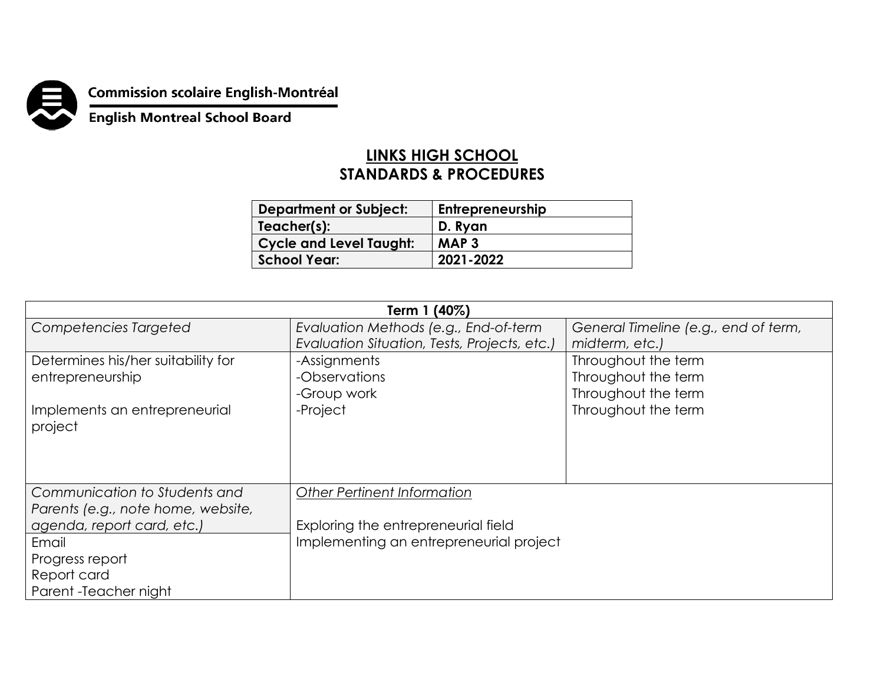Commission scolaire English-Montréal

English Montreal School Board

# LINKS HIGH SCHOOL
## STANDARDS & PROCEDURES

| Department or Subject: | Entrepreneurship |
|---|---|
| Teacher(s): | D. Ryan |
| Cycle and Level Taught: | MAP 3 |
| School Year: | 2021-2022 |

| Term 1 (40%) | | |
|---|---|---|
| *Competencies Targeted* | *Evaluation Methods (e.g., End-of-term Evaluation Situation, Tests, Projects, etc.)* | *General Timeline (e.g., end of term, midterm, etc.)* |
| Determines his/her suitability for entrepreneurship<br><br>Implements an entrepreneurial project | -Assignments<br>-Observations<br>-Group work<br>-Project | Throughout the term<br>Throughout the term<br>Throughout the term<br>Throughout the term |
| *Communication to Students and Parents (e.g., note home, website, agenda, report card, etc.)* | *Other Pertinent Information*<br><br>Exploring the entrepreneurial field<br>Implementing an entrepreneurial project | |
| Email<br>Progress report<br>Report card<br>Parent -Teacher night | | |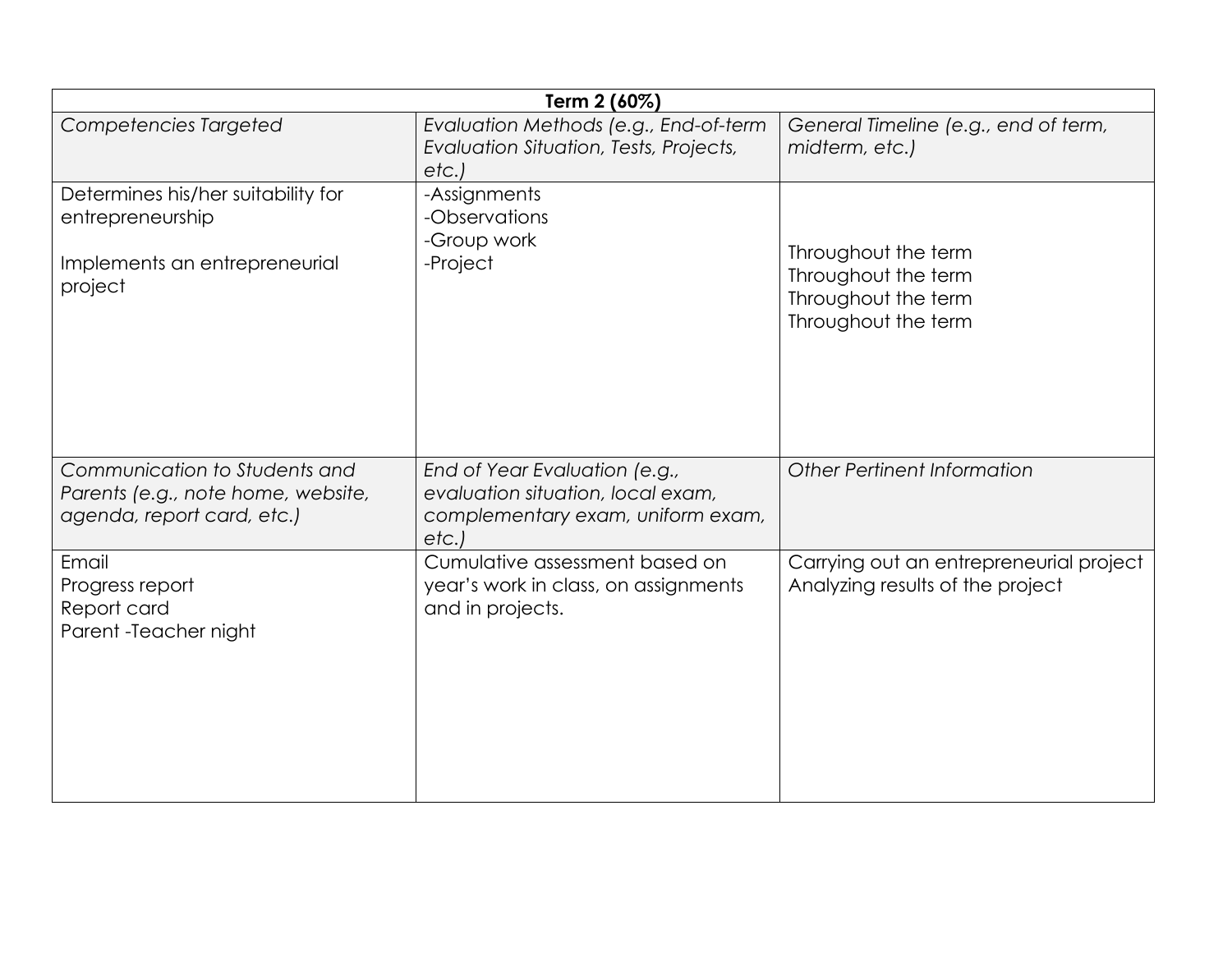| Term 2 (60%) | | |
|---|---|---|
| *Competencies Targeted* | *Evaluation Methods (e.g., End-of-term Evaluation Situation, Tests, Projects, etc.)* | *General Timeline (e.g., end of term, midterm, etc.)* |
| Determines his/her suitability for entrepreneurship<br><br>Implements an entrepreneurial project | -Assignments<br>-Observations<br>-Group work<br>-Project | Throughout the term<br>Throughout the term<br>Throughout the term<br>Throughout the term |
| *Communication to Students and Parents (e.g., note home, website, agenda, report card, etc.)* | *End of Year Evaluation (e.g., evaluation situation, local exam, complementary exam, uniform exam, etc.)* | *Other Pertinent Information* |
| Email<br>Progress report<br>Report card<br>Parent -Teacher night | Cumulative assessment based on year's work in class, on assignments and in projects. | Carrying out an entrepreneurial project<br>Analyzing results of the project |